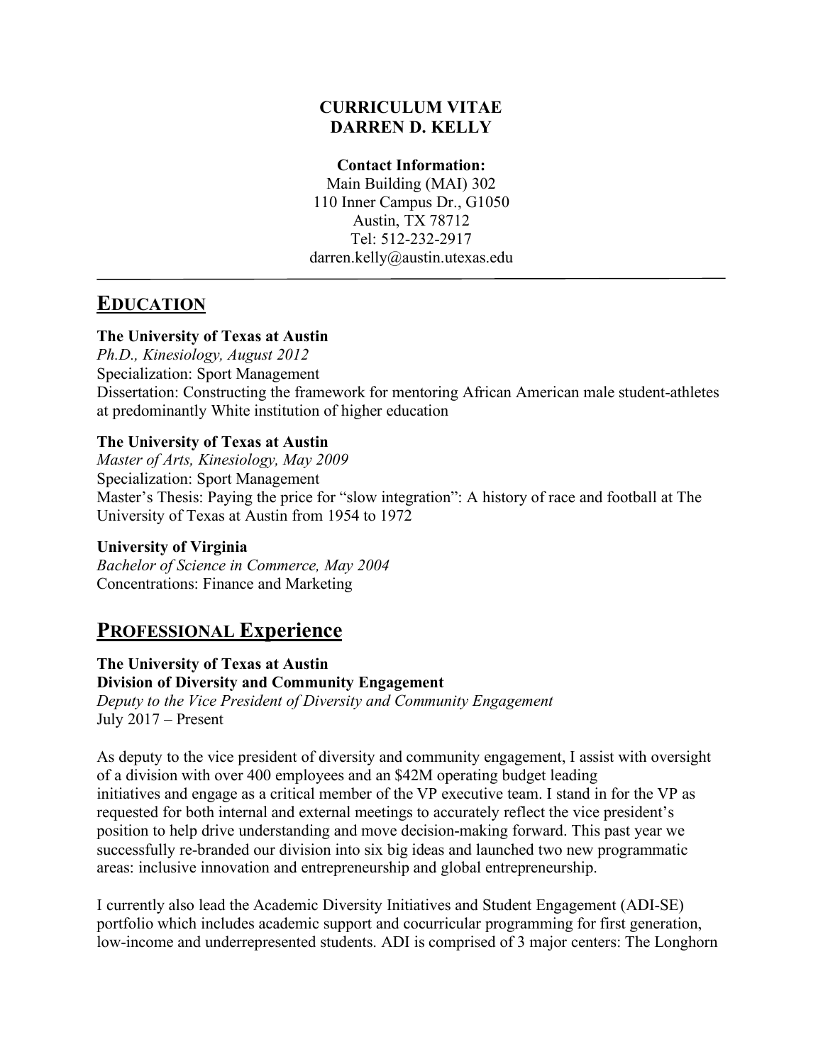# CURRICULUM VITAE
# DARREN D. KELLY

**Contact Information:**
Main Building (MAI) 302
110 Inner Campus Dr., G1050
Austin, TX 78712
Tel: 512-232-2917
darren.kelly@austin.utexas.edu

---

## EDUCATION

**The University of Texas at Austin**
*Ph.D., Kinesiology, August 2012*
Specialization: Sport Management
Dissertation: Constructing the framework for mentoring African American male student-athletes at predominantly White institution of higher education

**The University of Texas at Austin**
*Master of Arts, Kinesiology, May 2009*
Specialization: Sport Management
Master's Thesis: Paying the price for "slow integration": A history of race and football at The University of Texas at Austin from 1954 to 1972

**University of Virginia**
*Bachelor of Science in Commerce, May 2004*
Concentrations: Finance and Marketing

## PROFESSIONAL Experience

**The University of Texas at Austin**
**Division of Diversity and Community Engagement**
*Deputy to the Vice President of Diversity and Community Engagement*
July 2017 – Present

As deputy to the vice president of diversity and community engagement, I assist with oversight of a division with over 400 employees and an $42M operating budget leading initiatives and engage as a critical member of the VP executive team. I stand in for the VP as requested for both internal and external meetings to accurately reflect the vice president's position to help drive understanding and move decision-making forward. This past year we successfully re-branded our division into six big ideas and launched two new programmatic areas: inclusive innovation and entrepreneurship and global entrepreneurship.

I currently also lead the Academic Diversity Initiatives and Student Engagement (ADI-SE) portfolio which includes academic support and cocurricular programming for first generation, low-income and underrepresented students. ADI is comprised of 3 major centers: The Longhorn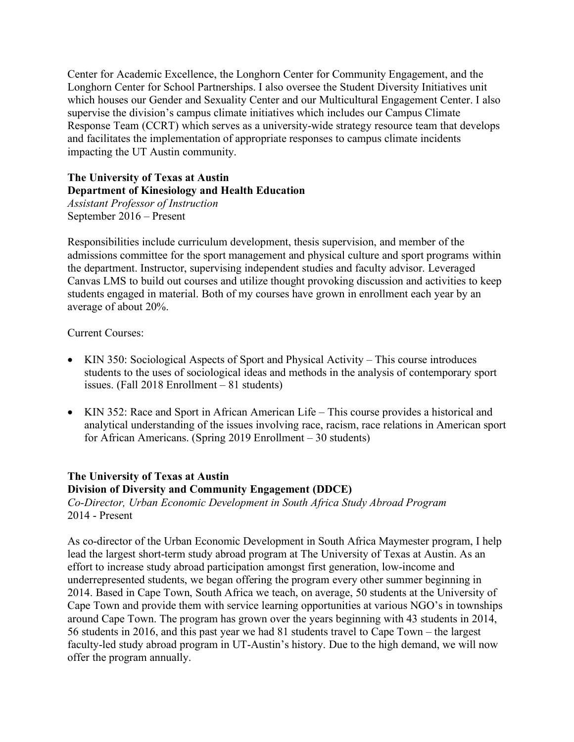Center for Academic Excellence, the Longhorn Center for Community Engagement, and the Longhorn Center for School Partnerships. I also oversee the Student Diversity Initiatives unit which houses our Gender and Sexuality Center and our Multicultural Engagement Center. I also supervise the division's campus climate initiatives which includes our Campus Climate Response Team (CCRT) which serves as a university-wide strategy resource team that develops and facilitates the implementation of appropriate responses to campus climate incidents impacting the UT Austin community.

**The University of Texas at Austin**
**Department of Kinesiology and Health Education**
*Assistant Professor of Instruction*
September 2016 – Present

Responsibilities include curriculum development, thesis supervision, and member of the admissions committee for the sport management and physical culture and sport programs within the department. Instructor, supervising independent studies and faculty advisor. Leveraged Canvas LMS to build out courses and utilize thought provoking discussion and activities to keep students engaged in material. Both of my courses have grown in enrollment each year by an average of about 20%.

Current Courses:

- KIN 350: Sociological Aspects of Sport and Physical Activity – This course introduces students to the uses of sociological ideas and methods in the analysis of contemporary sport issues. (Fall 2018 Enrollment – 81 students)

- KIN 352: Race and Sport in African American Life – This course provides a historical and analytical understanding of the issues involving race, racism, race relations in American sport for African Americans. (Spring 2019 Enrollment – 30 students)

**The University of Texas at Austin**
**Division of Diversity and Community Engagement (DDCE)**
*Co-Director, Urban Economic Development in South Africa Study Abroad Program*
2014 - Present

As co-director of the Urban Economic Development in South Africa Maymester program, I help lead the largest short-term study abroad program at The University of Texas at Austin. As an effort to increase study abroad participation amongst first generation, low-income and underrepresented students, we began offering the program every other summer beginning in 2014. Based in Cape Town, South Africa we teach, on average, 50 students at the University of Cape Town and provide them with service learning opportunities at various NGO's in townships around Cape Town. The program has grown over the years beginning with 43 students in 2014, 56 students in 2016, and this past year we had 81 students travel to Cape Town – the largest faculty-led study abroad program in UT-Austin's history. Due to the high demand, we will now offer the program annually.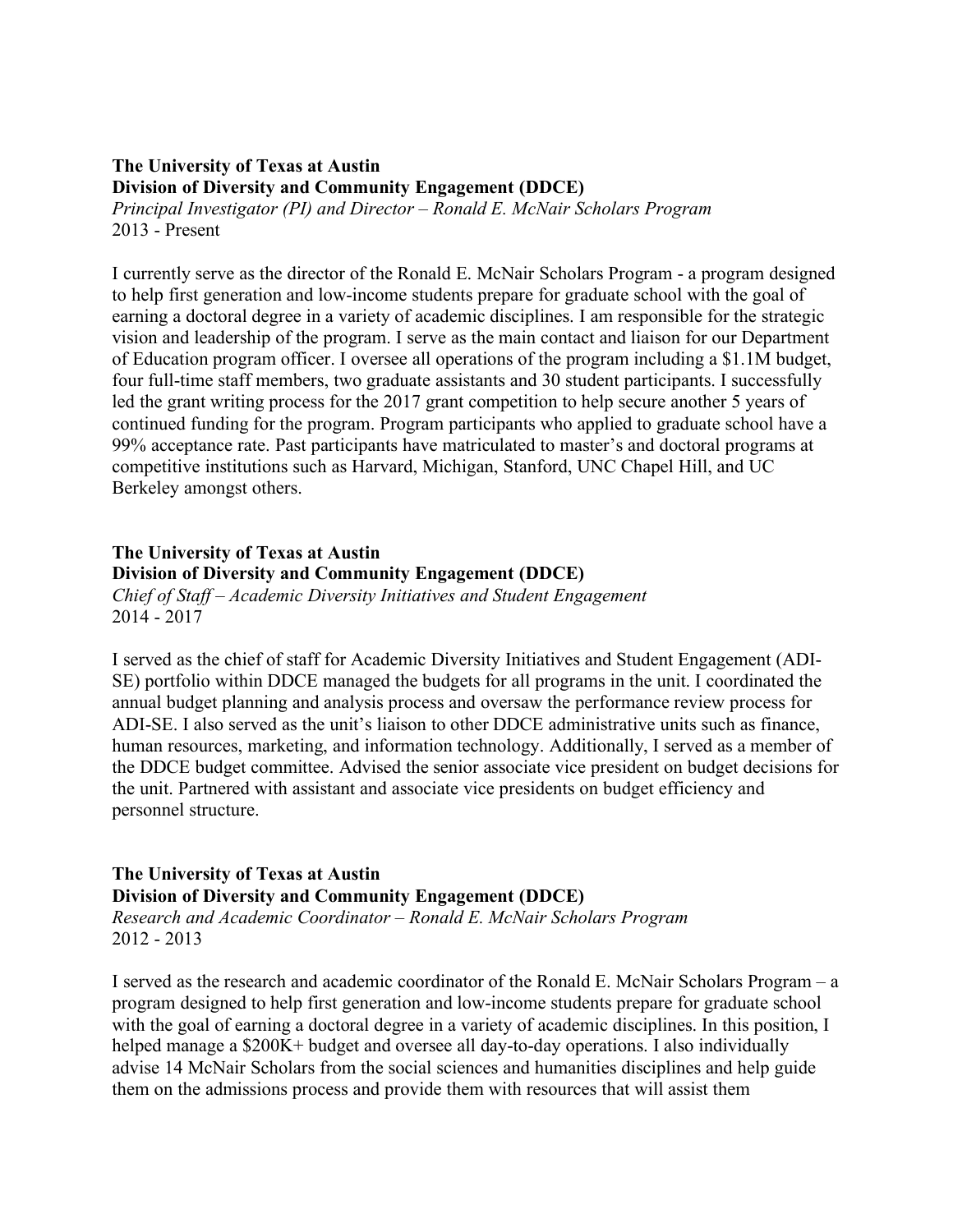**The University of Texas at Austin**
**Division of Diversity and Community Engagement (DDCE)**
*Principal Investigator (PI) and Director – Ronald E. McNair Scholars Program*
2013 - Present

I currently serve as the director of the Ronald E. McNair Scholars Program - a program designed to help first generation and low-income students prepare for graduate school with the goal of earning a doctoral degree in a variety of academic disciplines. I am responsible for the strategic vision and leadership of the program. I serve as the main contact and liaison for our Department of Education program officer. I oversee all operations of the program including a $1.1M budget, four full-time staff members, two graduate assistants and 30 student participants. I successfully led the grant writing process for the 2017 grant competition to help secure another 5 years of continued funding for the program. Program participants who applied to graduate school have a 99% acceptance rate. Past participants have matriculated to master's and doctoral programs at competitive institutions such as Harvard, Michigan, Stanford, UNC Chapel Hill, and UC Berkeley amongst others.

**The University of Texas at Austin**
**Division of Diversity and Community Engagement (DDCE)**
*Chief of Staff – Academic Diversity Initiatives and Student Engagement*
2014 - 2017

I served as the chief of staff for Academic Diversity Initiatives and Student Engagement (ADI-SE) portfolio within DDCE managed the budgets for all programs in the unit. I coordinated the annual budget planning and analysis process and oversaw the performance review process for ADI-SE. I also served as the unit's liaison to other DDCE administrative units such as finance, human resources, marketing, and information technology. Additionally, I served as a member of the DDCE budget committee. Advised the senior associate vice president on budget decisions for the unit. Partnered with assistant and associate vice presidents on budget efficiency and personnel structure.

**The University of Texas at Austin**
**Division of Diversity and Community Engagement (DDCE)**
*Research and Academic Coordinator – Ronald E. McNair Scholars Program*
2012 - 2013

I served as the research and academic coordinator of the Ronald E. McNair Scholars Program – a program designed to help first generation and low-income students prepare for graduate school with the goal of earning a doctoral degree in a variety of academic disciplines. In this position, I helped manage a $200K+ budget and oversee all day-to-day operations. I also individually advise 14 McNair Scholars from the social sciences and humanities disciplines and help guide them on the admissions process and provide them with resources that will assist them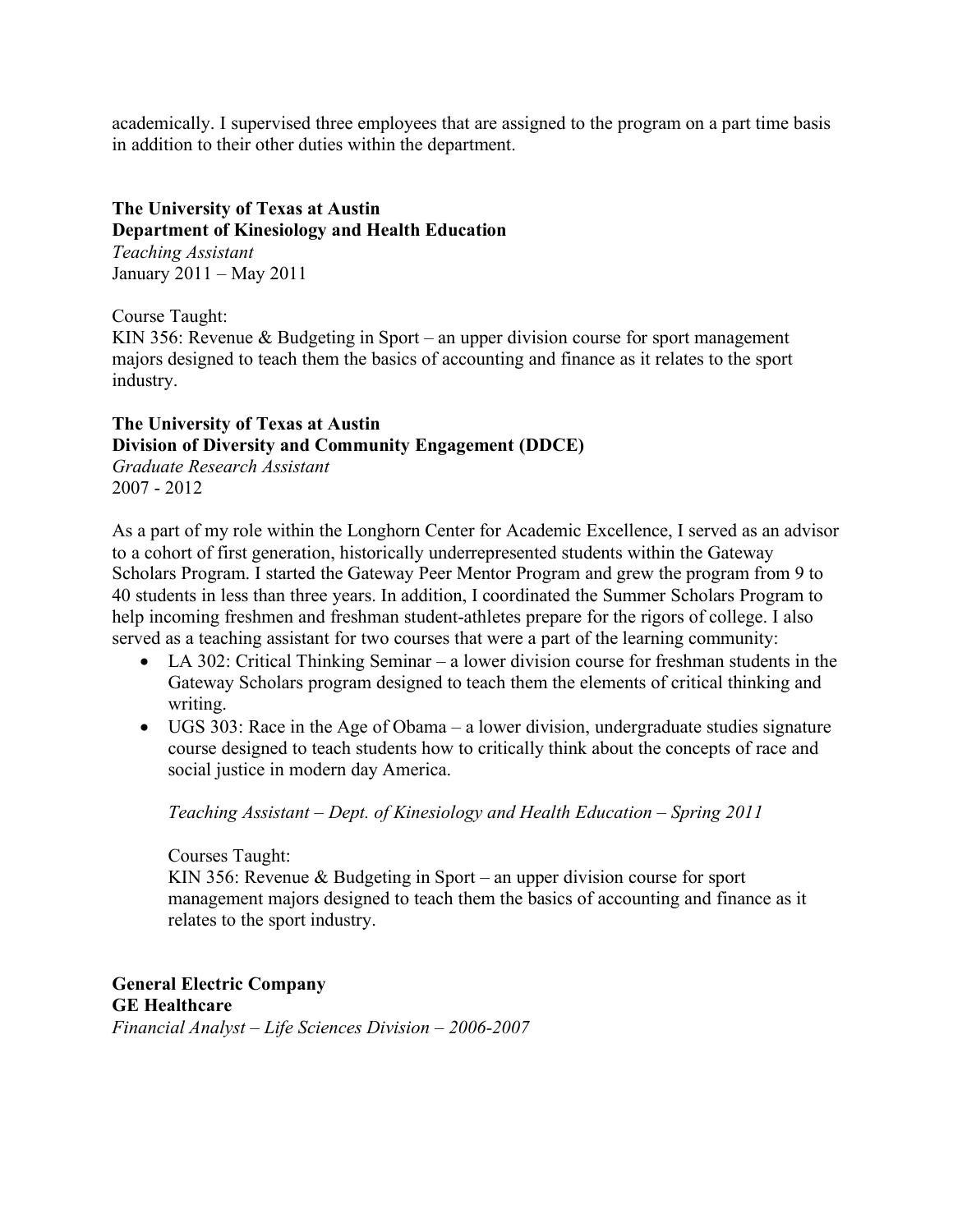academically. I supervised three employees that are assigned to the program on a part time basis in addition to their other duties within the department.

**The University of Texas at Austin**
**Department of Kinesiology and Health Education**
*Teaching Assistant*
January 2011 – May 2011

Course Taught:
KIN 356: Revenue & Budgeting in Sport – an upper division course for sport management majors designed to teach them the basics of accounting and finance as it relates to the sport industry.

**The University of Texas at Austin**
**Division of Diversity and Community Engagement (DDCE)**
*Graduate Research Assistant*
2007 - 2012

As a part of my role within the Longhorn Center for Academic Excellence, I served as an advisor to a cohort of first generation, historically underrepresented students within the Gateway Scholars Program. I started the Gateway Peer Mentor Program and grew the program from 9 to 40 students in less than three years. In addition, I coordinated the Summer Scholars Program to help incoming freshmen and freshman student-athletes prepare for the rigors of college. I also served as a teaching assistant for two courses that were a part of the learning community:

- LA 302: Critical Thinking Seminar – a lower division course for freshman students in the Gateway Scholars program designed to teach them the elements of critical thinking and writing.
- UGS 303: Race in the Age of Obama – a lower division, undergraduate studies signature course designed to teach students how to critically think about the concepts of race and social justice in modern day America.

> *Teaching Assistant – Dept. of Kinesiology and Health Education – Spring 2011*
>
> Courses Taught:
> KIN 356: Revenue & Budgeting in Sport – an upper division course for sport management majors designed to teach them the basics of accounting and finance as it relates to the sport industry.

**General Electric Company**
**GE Healthcare**
*Financial Analyst – Life Sciences Division – 2006-2007*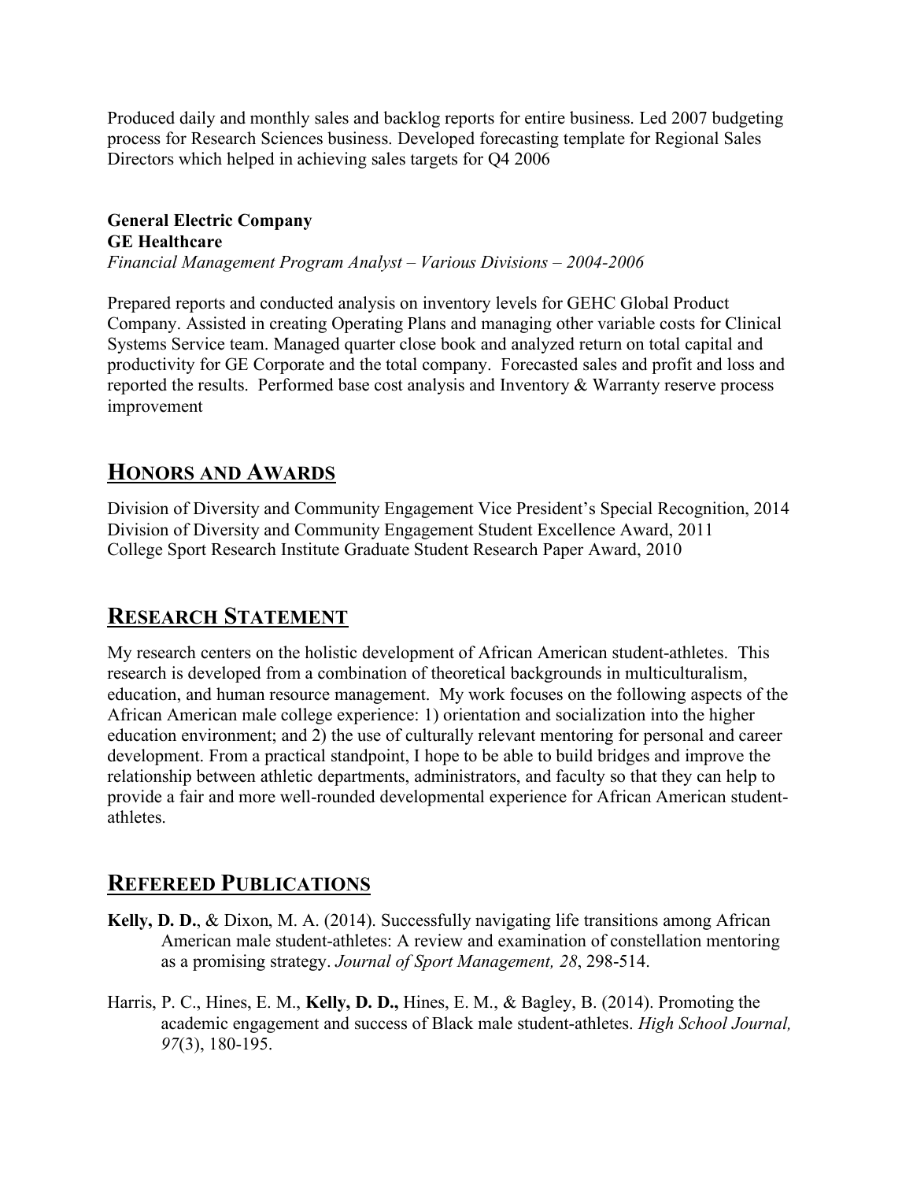Produced daily and monthly sales and backlog reports for entire business. Led 2007 budgeting process for Research Sciences business. Developed forecasting template for Regional Sales Directors which helped in achieving sales targets for Q4 2006

**General Electric Company**
**GE Healthcare**
*Financial Management Program Analyst – Various Divisions – 2004-2006*

Prepared reports and conducted analysis on inventory levels for GEHC Global Product Company. Assisted in creating Operating Plans and managing other variable costs for Clinical Systems Service team. Managed quarter close book and analyzed return on total capital and productivity for GE Corporate and the total company. Forecasted sales and profit and loss and reported the results. Performed base cost analysis and Inventory & Warranty reserve process improvement

## HONORS AND AWARDS

Division of Diversity and Community Engagement Vice President's Special Recognition, 2014
Division of Diversity and Community Engagement Student Excellence Award, 2011
College Sport Research Institute Graduate Student Research Paper Award, 2010

## RESEARCH STATEMENT

My research centers on the holistic development of African American student-athletes. This research is developed from a combination of theoretical backgrounds in multiculturalism, education, and human resource management. My work focuses on the following aspects of the African American male college experience: 1) orientation and socialization into the higher education environment; and 2) the use of culturally relevant mentoring for personal and career development. From a practical standpoint, I hope to be able to build bridges and improve the relationship between athletic departments, administrators, and faculty so that they can help to provide a fair and more well-rounded developmental experience for African American student-athletes.

## REFEREED PUBLICATIONS

**Kelly, D. D.**, & Dixon, M. A. (2014). Successfully navigating life transitions among African American male student-athletes: A review and examination of constellation mentoring as a promising strategy. *Journal of Sport Management, 28*, 298-514.

Harris, P. C., Hines, E. M., **Kelly, D. D.,** Hines, E. M., & Bagley, B. (2014). Promoting the academic engagement and success of Black male student-athletes. *High School Journal, 97*(3), 180-195.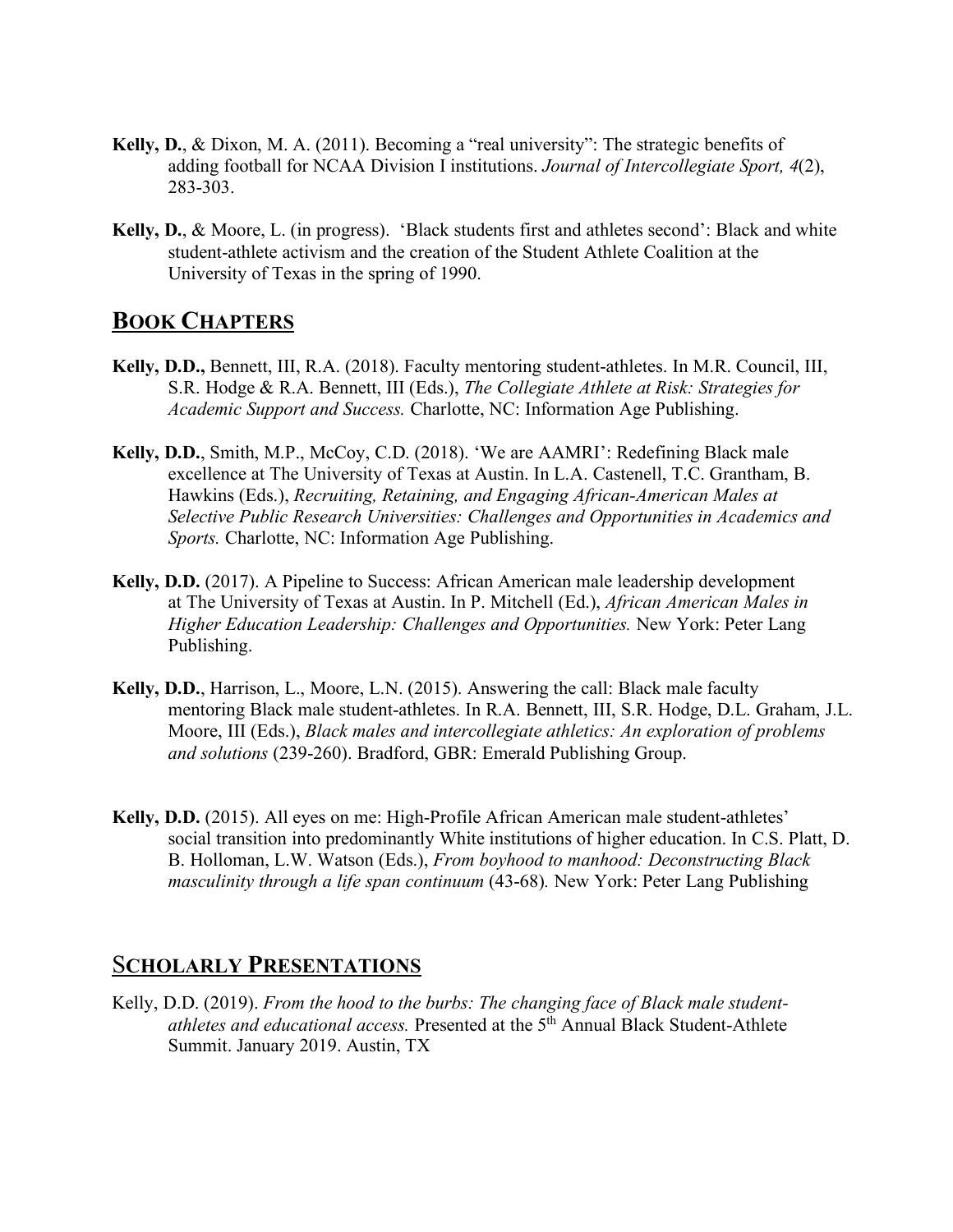**Kelly, D.**, & Dixon, M. A. (2011). Becoming a "real university": The strategic benefits of adding football for NCAA Division I institutions. *Journal of Intercollegiate Sport, 4*(2), 283-303.

**Kelly, D.**, & Moore, L. (in progress). 'Black students first and athletes second': Black and white student-athlete activism and the creation of the Student Athlete Coalition at the University of Texas in the spring of 1990.

## Book Chapters

**Kelly, D.D.,** Bennett, III, R.A. (2018). Faculty mentoring student-athletes. In M.R. Council, III, S.R. Hodge & R.A. Bennett, III (Eds.), *The Collegiate Athlete at Risk: Strategies for Academic Support and Success.* Charlotte, NC: Information Age Publishing.

**Kelly, D.D.**, Smith, M.P., McCoy, C.D. (2018). 'We are AAMRI': Redefining Black male excellence at The University of Texas at Austin. In L.A. Castenell, T.C. Grantham, B. Hawkins (Eds.), *Recruiting, Retaining, and Engaging African-American Males at Selective Public Research Universities: Challenges and Opportunities in Academics and Sports.* Charlotte, NC: Information Age Publishing.

**Kelly, D.D.** (2017). A Pipeline to Success: African American male leadership development at The University of Texas at Austin. In P. Mitchell (Ed.), *African American Males in Higher Education Leadership: Challenges and Opportunities.* New York: Peter Lang Publishing.

**Kelly, D.D.**, Harrison, L., Moore, L.N. (2015). Answering the call: Black male faculty mentoring Black male student-athletes. In R.A. Bennett, III, S.R. Hodge, D.L. Graham, J.L. Moore, III (Eds.), *Black males and intercollegiate athletics: An exploration of problems and solutions* (239-260). Bradford, GBR: Emerald Publishing Group.

**Kelly, D.D.** (2015). All eyes on me: High-Profile African American male student-athletes' social transition into predominantly White institutions of higher education. In C.S. Platt, D. B. Holloman, L.W. Watson (Eds.), *From boyhood to manhood: Deconstructing Black masculinity through a life span continuum* (43-68). New York: Peter Lang Publishing

## Scholarly Presentations

Kelly, D.D. (2019). *From the hood to the burbs: The changing face of Black male student-athletes and educational access.* Presented at the 5th Annual Black Student-Athlete Summit. January 2019. Austin, TX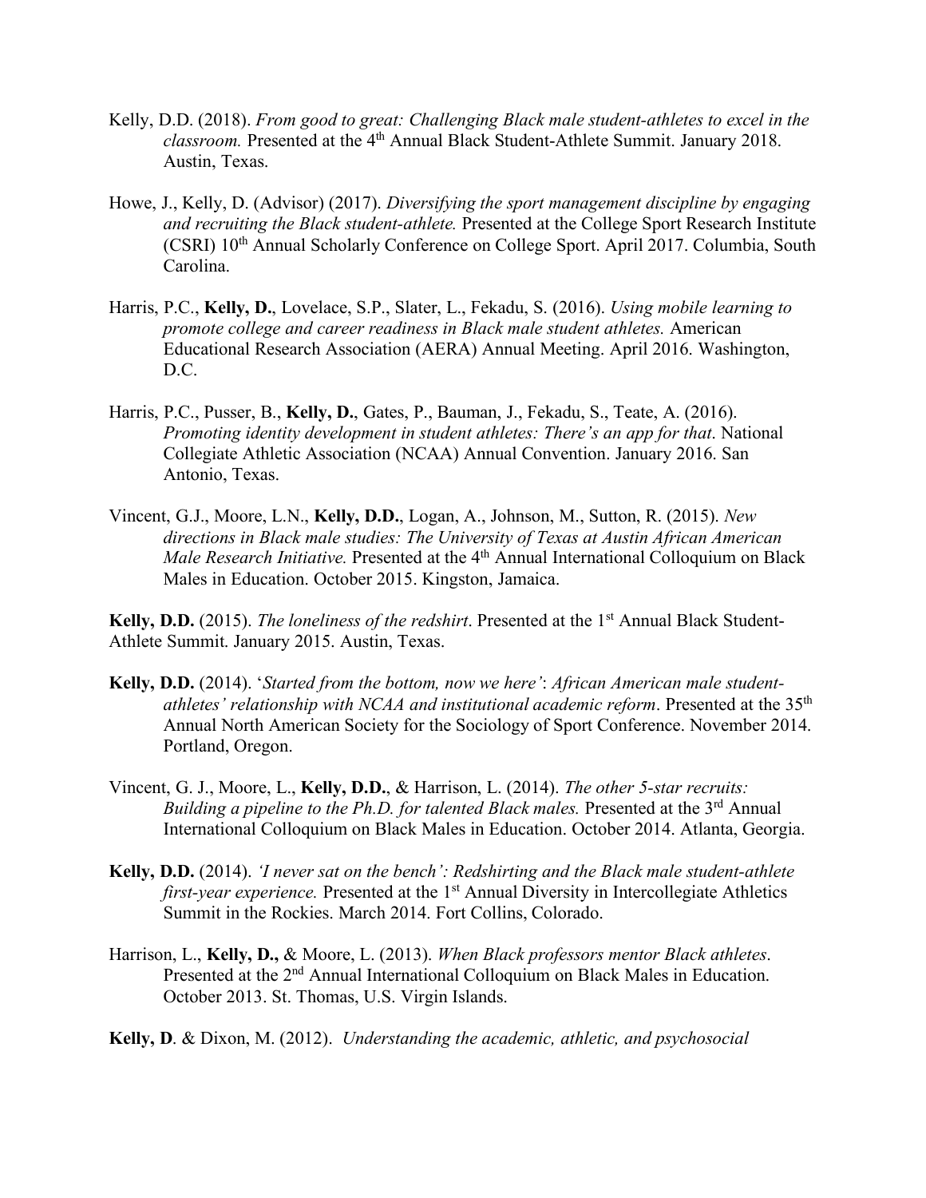Kelly, D.D. (2018). *From good to great: Challenging Black male student-athletes to excel in the classroom.* Presented at the 4th Annual Black Student-Athlete Summit. January 2018. Austin, Texas.

Howe, J., Kelly, D. (Advisor) (2017). *Diversifying the sport management discipline by engaging and recruiting the Black student-athlete.* Presented at the College Sport Research Institute (CSRI) 10th Annual Scholarly Conference on College Sport. April 2017. Columbia, South Carolina.

Harris, P.C., **Kelly, D.**, Lovelace, S.P., Slater, L., Fekadu, S. (2016). *Using mobile learning to promote college and career readiness in Black male student athletes.* American Educational Research Association (AERA) Annual Meeting. April 2016. Washington, D.C.

Harris, P.C., Pusser, B., **Kelly, D.**, Gates, P., Bauman, J., Fekadu, S., Teate, A. (2016). *Promoting identity development in student athletes: There's an app for that*. National Collegiate Athletic Association (NCAA) Annual Convention. January 2016. San Antonio, Texas.

Vincent, G.J., Moore, L.N., **Kelly, D.D.**, Logan, A., Johnson, M., Sutton, R. (2015). *New directions in Black male studies: The University of Texas at Austin African American Male Research Initiative.* Presented at the 4th Annual International Colloquium on Black Males in Education. October 2015. Kingston, Jamaica.

**Kelly, D.D.** (2015). *The loneliness of the redshirt*. Presented at the 1st Annual Black Student-Athlete Summit. January 2015. Austin, Texas.

**Kelly, D.D.** (2014). '*Started from the bottom, now we here'*: *African American male student-athletes' relationship with NCAA and institutional academic reform*. Presented at the 35th Annual North American Society for the Sociology of Sport Conference. November 2014. Portland, Oregon.

Vincent, G. J., Moore, L., **Kelly, D.D.**, & Harrison, L. (2014). *The other 5-star recruits: Building a pipeline to the Ph.D. for talented Black males.* Presented at the 3rd Annual International Colloquium on Black Males in Education. October 2014. Atlanta, Georgia.

**Kelly, D.D.** (2014). *'I never sat on the bench': Redshirting and the Black male student-athlete first-year experience.* Presented at the 1st Annual Diversity in Intercollegiate Athletics Summit in the Rockies. March 2014. Fort Collins, Colorado.

Harrison, L., **Kelly, D.,** & Moore, L. (2013). *When Black professors mentor Black athletes*. Presented at the 2nd Annual International Colloquium on Black Males in Education. October 2013. St. Thomas, U.S. Virgin Islands.

**Kelly, D**. & Dixon, M. (2012). *Understanding the academic, athletic, and psychosocial*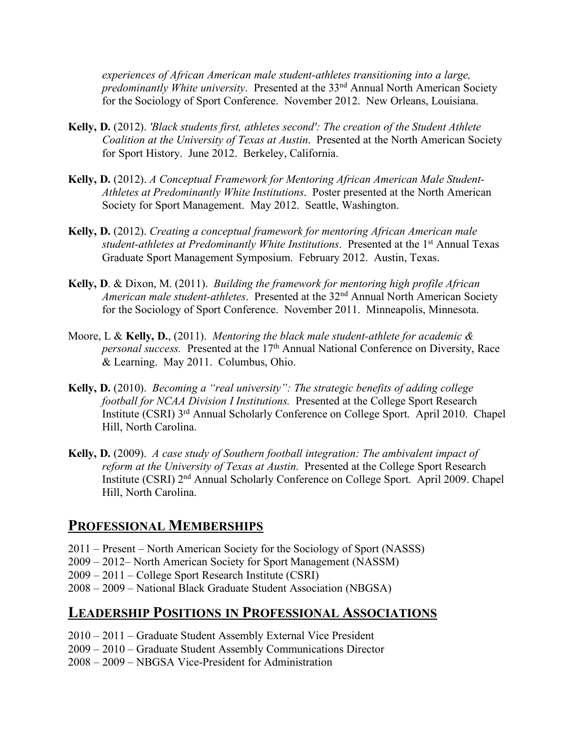*experiences of African American male student-athletes transitioning into a large, predominantly White university*. Presented at the 33rd Annual North American Society for the Sociology of Sport Conference. November 2012. New Orleans, Louisiana.

**Kelly, D.** (2012). *'Black students first, athletes second': The creation of the Student Athlete Coalition at the University of Texas at Austin*. Presented at the North American Society for Sport History. June 2012. Berkeley, California.

**Kelly, D.** (2012). *A Conceptual Framework for Mentoring African American Male Student-Athletes at Predominantly White Institutions*. Poster presented at the North American Society for Sport Management. May 2012. Seattle, Washington.

**Kelly, D.** (2012). *Creating a conceptual framework for mentoring African American male student-athletes at Predominantly White Institutions*. Presented at the 1st Annual Texas Graduate Sport Management Symposium. February 2012. Austin, Texas.

**Kelly, D**. & Dixon, M. (2011). *Building the framework for mentoring high profile African American male student-athletes*. Presented at the 32nd Annual North American Society for the Sociology of Sport Conference. November 2011. Minneapolis, Minnesota.

Moore, L & **Kelly, D.**, (2011). *Mentoring the black male student-athlete for academic & personal success.* Presented at the 17th Annual National Conference on Diversity, Race & Learning. May 2011. Columbus, Ohio.

**Kelly, D.** (2010). *Becoming a "real university": The strategic benefits of adding college football for NCAA Division I Institutions.* Presented at the College Sport Research Institute (CSRI) 3rd Annual Scholarly Conference on College Sport. April 2010. Chapel Hill, North Carolina.

**Kelly, D.** (2009). *A case study of Southern football integration: The ambivalent impact of reform at the University of Texas at Austin*. Presented at the College Sport Research Institute (CSRI) 2nd Annual Scholarly Conference on College Sport. April 2009. Chapel Hill, North Carolina.

## Professional Memberships

2011 – Present – North American Society for the Sociology of Sport (NASSS)
2009 – 2012– North American Society for Sport Management (NASSM)
2009 – 2011 – College Sport Research Institute (CSRI)
2008 – 2009 – National Black Graduate Student Association (NBGSA)

## Leadership Positions in Professional Associations

2010 – 2011 – Graduate Student Assembly External Vice President
2009 – 2010 – Graduate Student Assembly Communications Director
2008 – 2009 – NBGSA Vice-President for Administration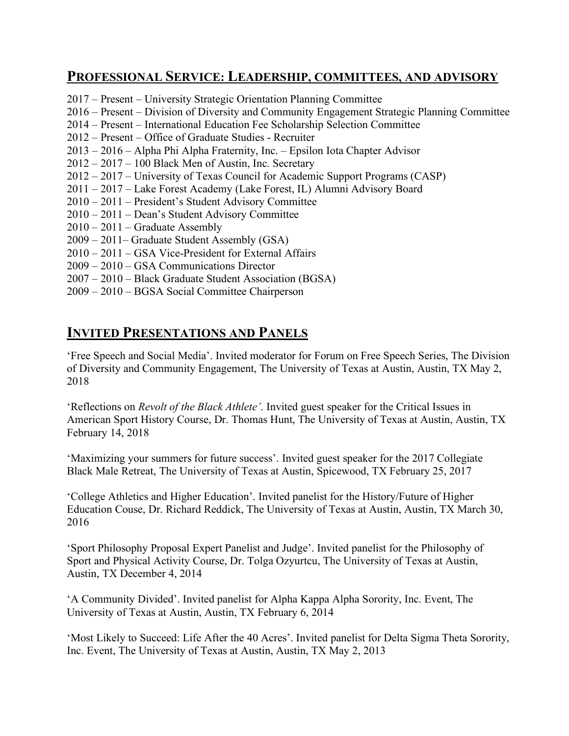## Professional Service: Leadership, committees, and advisory

2017 – Present – University Strategic Orientation Planning Committee
2016 – Present – Division of Diversity and Community Engagement Strategic Planning Committee
2014 – Present – International Education Fee Scholarship Selection Committee
2012 – Present – Office of Graduate Studies - Recruiter
2013 – 2016 – Alpha Phi Alpha Fraternity, Inc. – Epsilon Iota Chapter Advisor
2012 – 2017 – 100 Black Men of Austin, Inc. Secretary
2012 – 2017 – University of Texas Council for Academic Support Programs (CASP)
2011 – 2017 – Lake Forest Academy (Lake Forest, IL) Alumni Advisory Board
2010 – 2011 – President's Student Advisory Committee
2010 – 2011 – Dean's Student Advisory Committee
2010 – 2011 – Graduate Assembly
2009 – 2011– Graduate Student Assembly (GSA)
2010 – 2011 – GSA Vice-President for External Affairs
2009 – 2010 – GSA Communications Director
2007 – 2010 – Black Graduate Student Association (BGSA)
2009 – 2010 – BGSA Social Committee Chairperson

## Invited Presentations and Panels

'Free Speech and Social Media'. Invited moderator for Forum on Free Speech Series, The Division of Diversity and Community Engagement, The University of Texas at Austin, Austin, TX May 2, 2018

'Reflections on *Revolt of the Black Athlete'*. Invited guest speaker for the Critical Issues in American Sport History Course, Dr. Thomas Hunt, The University of Texas at Austin, Austin, TX February 14, 2018

'Maximizing your summers for future success'. Invited guest speaker for the 2017 Collegiate Black Male Retreat, The University of Texas at Austin, Spicewood, TX February 25, 2017

'College Athletics and Higher Education'. Invited panelist for the History/Future of Higher Education Couse, Dr. Richard Reddick, The University of Texas at Austin, Austin, TX March 30, 2016

'Sport Philosophy Proposal Expert Panelist and Judge'. Invited panelist for the Philosophy of Sport and Physical Activity Course, Dr. Tolga Ozyurtcu, The University of Texas at Austin, Austin, TX December 4, 2014

'A Community Divided'. Invited panelist for Alpha Kappa Alpha Sorority, Inc. Event, The University of Texas at Austin, Austin, TX February 6, 2014

'Most Likely to Succeed: Life After the 40 Acres'. Invited panelist for Delta Sigma Theta Sorority, Inc. Event, The University of Texas at Austin, Austin, TX May 2, 2013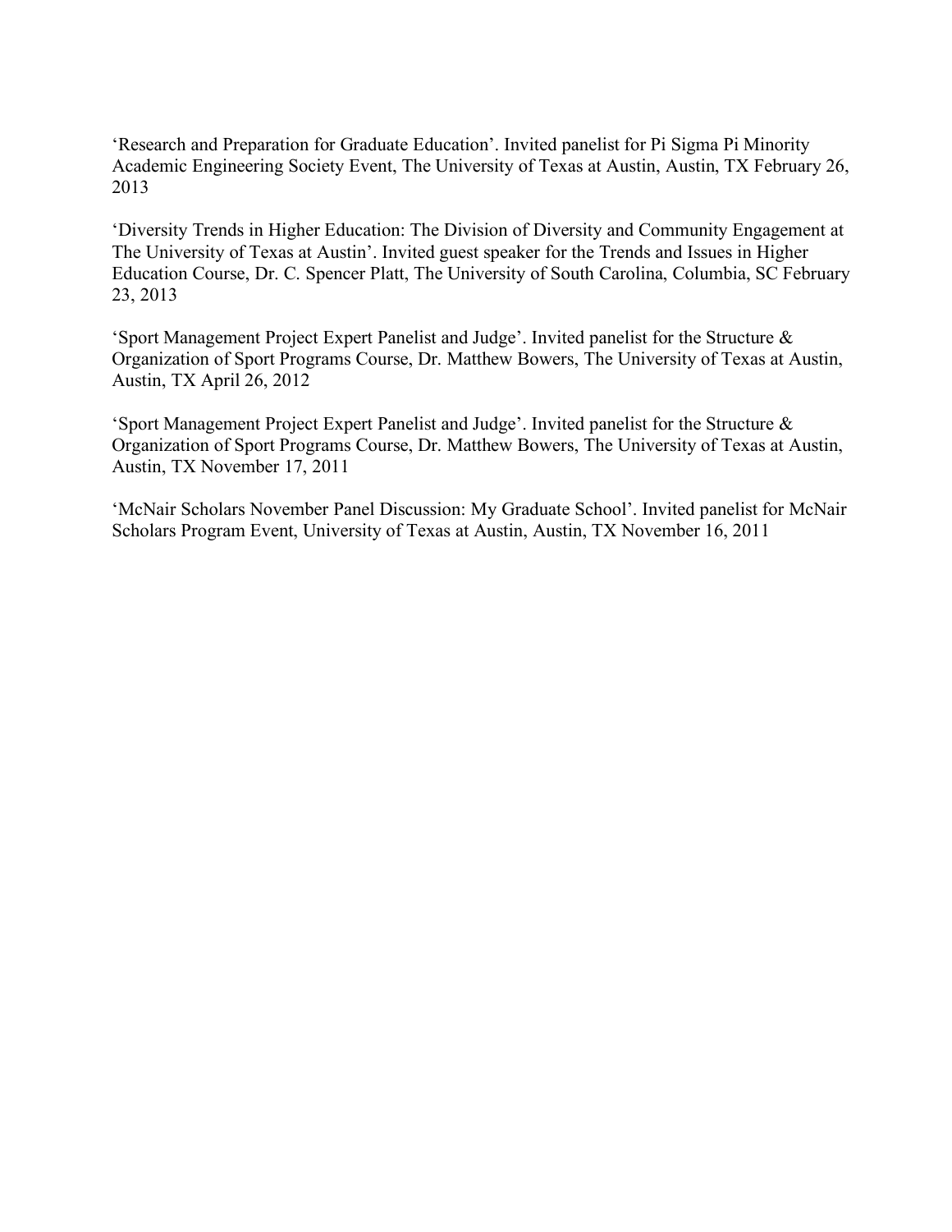‘Research and Preparation for Graduate Education’. Invited panelist for Pi Sigma Pi Minority Academic Engineering Society Event, The University of Texas at Austin, Austin, TX February 26, 2013

‘Diversity Trends in Higher Education: The Division of Diversity and Community Engagement at The University of Texas at Austin’. Invited guest speaker for the Trends and Issues in Higher Education Course, Dr. C. Spencer Platt, The University of South Carolina, Columbia, SC February 23, 2013

‘Sport Management Project Expert Panelist and Judge’. Invited panelist for the Structure & Organization of Sport Programs Course, Dr. Matthew Bowers, The University of Texas at Austin, Austin, TX April 26, 2012

‘Sport Management Project Expert Panelist and Judge’. Invited panelist for the Structure & Organization of Sport Programs Course, Dr. Matthew Bowers, The University of Texas at Austin, Austin, TX November 17, 2011

‘McNair Scholars November Panel Discussion: My Graduate School’. Invited panelist for McNair Scholars Program Event, University of Texas at Austin, Austin, TX November 16, 2011